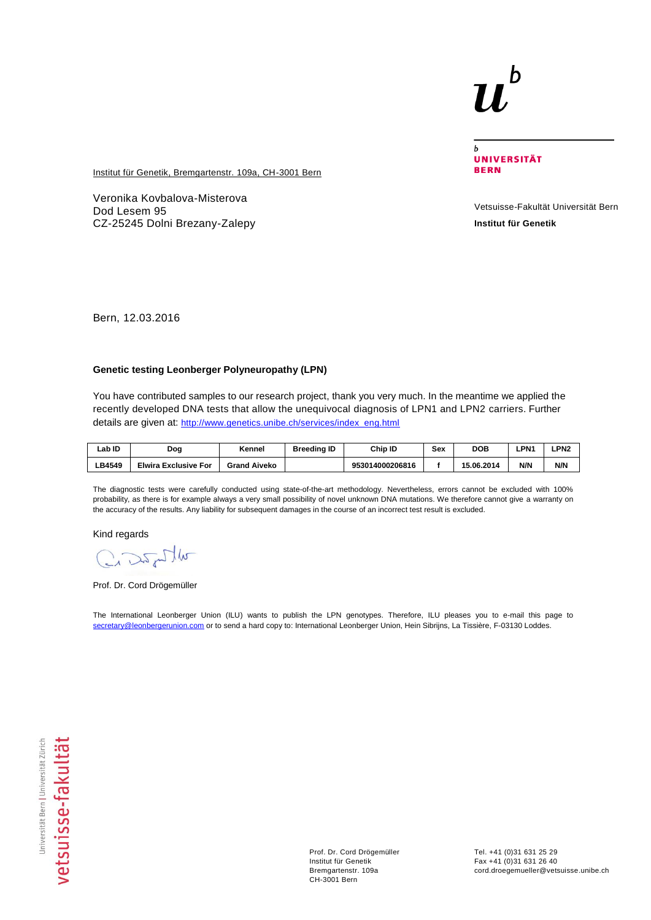UNIVERSITÄT BERN

Institut für Genetik, Bremgartenstr. 109a, CH-3001 Bern

Veronika Kovbalova-Misterova
Dod Lesem 95
CZ-25245 Dolni Brezany-Zalepy

Vetsuisse-Fakultät Universität Bern

**Institut für Genetik**

Bern, 12.03.2016

**Genetic testing Leonberger Polyneuropathy (LPN)**

You have contributed samples to our research project, thank you very much. In the meantime we applied the recently developed DNA tests that allow the unequivocal diagnosis of LPN1 and LPN2 carriers. Further details are given at: http://www.genetics.unibe.ch/services/index_eng.html

| Lab ID | Dog | Kennel | Breeding ID | Chip ID | Sex | DOB | LPN1 | LPN2 |
|---|---|---|---|---|---|---|---|---|
| LB4549 | Elwira Exclusive For | Grand Aiveko | | 953014000206816 | f | 15.06.2014 | N/N | N/N |

The diagnostic tests were carefully conducted using state-of-the-art methodology. Nevertheless, errors cannot be excluded with 100% probability, as there is for example always a very small possibility of novel unknown DNA mutations. We therefore cannot give a warranty on the accuracy of the results. Any liability for subsequent damages in the course of an incorrect test result is excluded.

Kind regards

Prof. Dr. Cord Drögemüller

The International Leonberger Union (ILU) wants to publish the LPN genotypes. Therefore, ILU pleases you to e-mail this page to secretary@leonbergerunion.com or to send a hard copy to: International Leonberger Union, Hein Sibrijns, La Tissière, F-03130 Loddes.

Universität Bern | Universität Zürich
vetsuisse-fakultät

Prof. Dr. Cord Drögemüller
Institut für Genetik
Bremgartenstr. 109a
CH-3001 Bern

Tel. +41 (0)31 631 25 29
Fax +41 (0)31 631 26 40
cord.droegemueller@vetsuisse.unibe.ch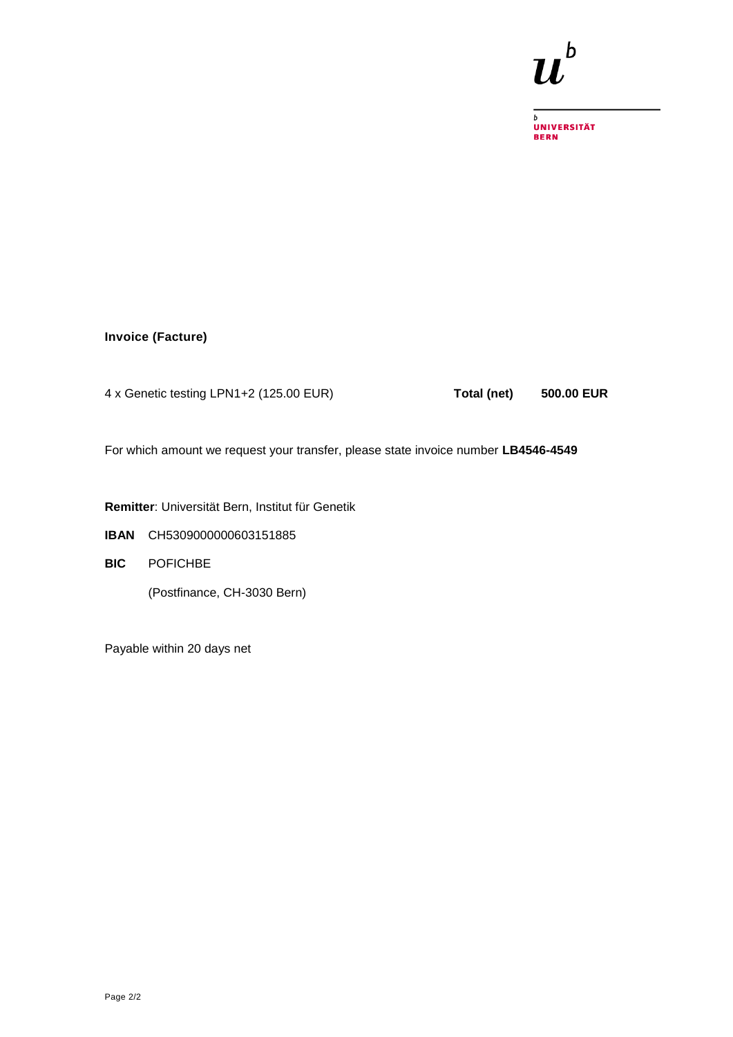**Invoice (Facture)**

4 x Genetic testing LPN1+2 (125.00 EUR) **Total (net)** **500.00 EUR**

For which amount we request your transfer, please state invoice number **LB4546-4549**

**Remitter**: Universität Bern, Institut für Genetik

**IBAN** CH5309000000603151885

**BIC** POFICHBE

(Postfinance, CH-3030 Bern)

Payable within 20 days net